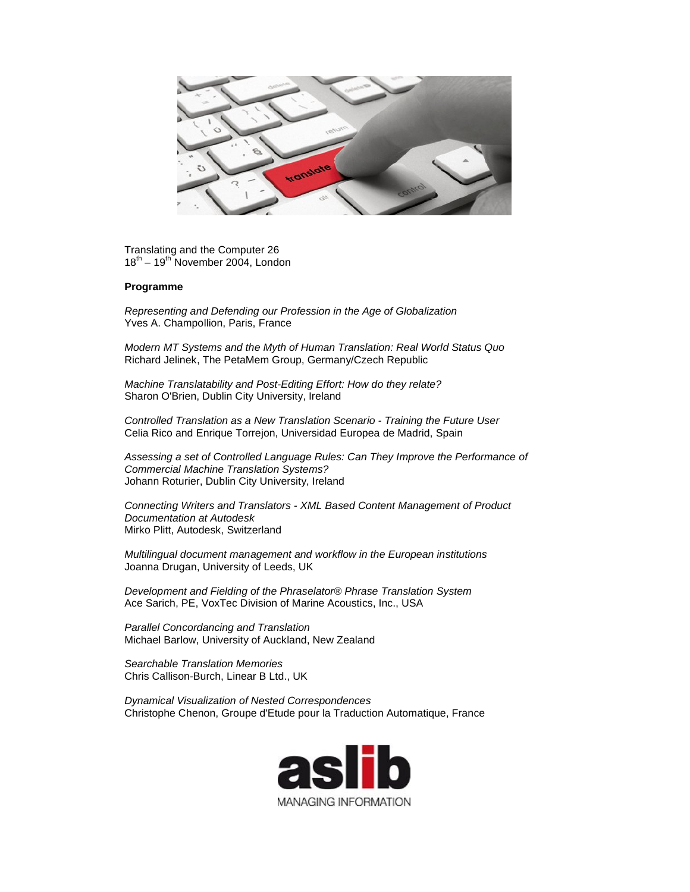Translating and the Computer 26
18th – 19th November 2004, London

**Programme**

*Representing and Defending our Profession in the Age of Globalization*
Yves A. Champollion, Paris, France

*Modern MT Systems and the Myth of Human Translation: Real World Status Quo*
Richard Jelinek, The PetaMem Group, Germany/Czech Republic

*Machine Translatability and Post-Editing Effort: How do they relate?*
Sharon O'Brien, Dublin City University, Ireland

*Controlled Translation as a New Translation Scenario - Training the Future User*
Celia Rico and Enrique Torrejon, Universidad Europea de Madrid, Spain

*Assessing a set of Controlled Language Rules: Can They Improve the Performance of Commercial Machine Translation Systems?*
Johann Roturier, Dublin City University, Ireland

*Connecting Writers and Translators - XML Based Content Management of Product Documentation at Autodesk*
Mirko Plitt, Autodesk, Switzerland

*Multilingual document management and workflow in the European institutions*
Joanna Drugan, University of Leeds, UK

*Development and Fielding of the Phraselator® Phrase Translation System*
Ace Sarich, PE, VoxTec Division of Marine Acoustics, Inc., USA

*Parallel Concordancing and Translation*
Michael Barlow, University of Auckland, New Zealand

*Searchable Translation Memories*
Chris Callison-Burch, Linear B Ltd., UK

*Dynamical Visualization of Nested Correspondences*
Christophe Chenon, Groupe d'Etude pour la Traduction Automatique, France

aslib
MANAGING INFORMATION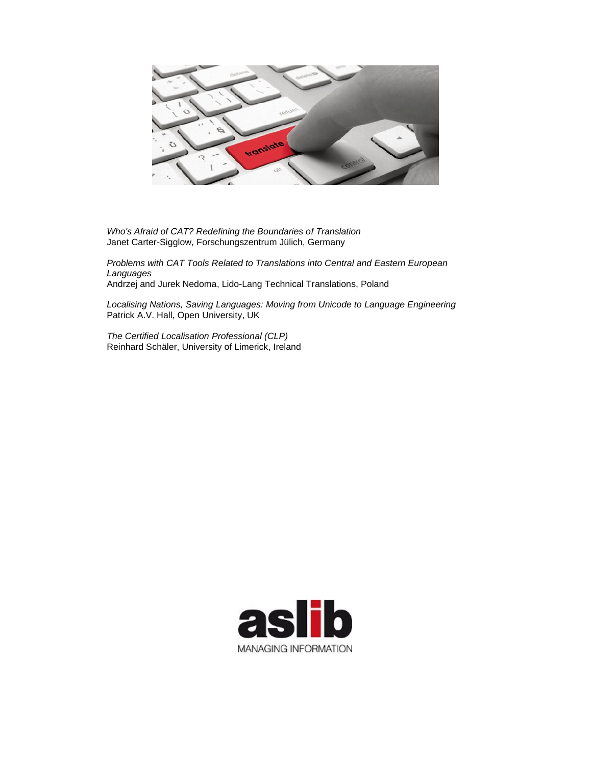*Who's Afraid of CAT? Redefining the Boundaries of Translation*
Janet Carter-Sigglow, Forschungszentrum Jülich, Germany

*Problems with CAT Tools Related to Translations into Central and Eastern European Languages*
Andrzej and Jurek Nedoma, Lido-Lang Technical Translations, Poland

*Localising Nations, Saving Languages: Moving from Unicode to Language Engineering*
Patrick A.V. Hall, Open University, UK

*The Certified Localisation Professional (CLP)*
Reinhard Schäler, University of Limerick, Ireland

aslib
MANAGING INFORMATION